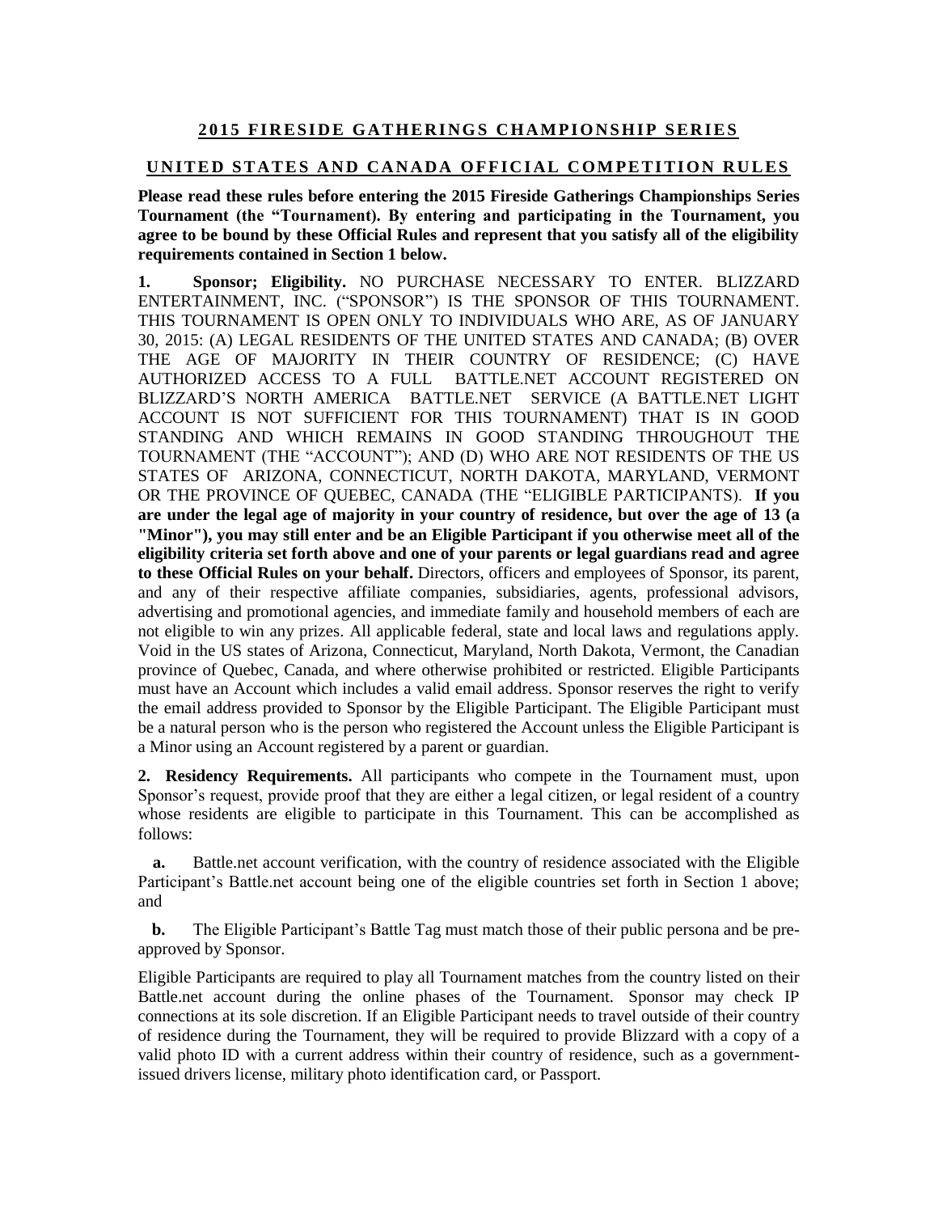# 2015 FIRESIDE GATHERINGS CHAMPIONSHIP SERIES

## UNITED STATES AND CANADA OFFICIAL COMPETITION RULES

**Please read these rules before entering the 2015 Fireside Gatherings Championships Series Tournament (the "Tournament). By entering and participating in the Tournament, you agree to be bound by these Official Rules and represent that you satisfy all of the eligibility requirements contained in Section 1 below.**

**1. Sponsor; Eligibility.** NO PURCHASE NECESSARY TO ENTER. BLIZZARD ENTERTAINMENT, INC. ("SPONSOR") IS THE SPONSOR OF THIS TOURNAMENT. THIS TOURNAMENT IS OPEN ONLY TO INDIVIDUALS WHO ARE, AS OF JANUARY 30, 2015: (A) LEGAL RESIDENTS OF THE UNITED STATES AND CANADA; (B) OVER THE AGE OF MAJORITY IN THEIR COUNTRY OF RESIDENCE; (C) HAVE AUTHORIZED ACCESS TO A FULL BATTLE.NET ACCOUNT REGISTERED ON BLIZZARD'S NORTH AMERICA BATTLE.NET SERVICE (A BATTLE.NET LIGHT ACCOUNT IS NOT SUFFICIENT FOR THIS TOURNAMENT) THAT IS IN GOOD STANDING AND WHICH REMAINS IN GOOD STANDING THROUGHOUT THE TOURNAMENT (THE "ACCOUNT"); AND (D) WHO ARE NOT RESIDENTS OF THE US STATES OF ARIZONA, CONNECTICUT, NORTH DAKOTA, MARYLAND, VERMONT OR THE PROVINCE OF QUEBEC, CANADA (THE "ELIGIBLE PARTICIPANTS). **If you are under the legal age of majority in your country of residence, but over the age of 13 (a "Minor"), you may still enter and be an Eligible Participant if you otherwise meet all of the eligibility criteria set forth above and one of your parents or legal guardians read and agree to these Official Rules on your behalf.** Directors, officers and employees of Sponsor, its parent, and any of their respective affiliate companies, subsidiaries, agents, professional advisors, advertising and promotional agencies, and immediate family and household members of each are not eligible to win any prizes. All applicable federal, state and local laws and regulations apply. Void in the US states of Arizona, Connecticut, Maryland, North Dakota, Vermont, the Canadian province of Quebec, Canada, and where otherwise prohibited or restricted. Eligible Participants must have an Account which includes a valid email address. Sponsor reserves the right to verify the email address provided to Sponsor by the Eligible Participant. The Eligible Participant must be a natural person who is the person who registered the Account unless the Eligible Participant is a Minor using an Account registered by a parent or guardian.

**2. Residency Requirements.** All participants who compete in the Tournament must, upon Sponsor's request, provide proof that they are either a legal citizen, or legal resident of a country whose residents are eligible to participate in this Tournament. This can be accomplished as follows:

**a.** Battle.net account verification, with the country of residence associated with the Eligible Participant's Battle.net account being one of the eligible countries set forth in Section 1 above; and

**b.** The Eligible Participant's Battle Tag must match those of their public persona and be pre-approved by Sponsor.

Eligible Participants are required to play all Tournament matches from the country listed on their Battle.net account during the online phases of the Tournament. Sponsor may check IP connections at its sole discretion. If an Eligible Participant needs to travel outside of their country of residence during the Tournament, they will be required to provide Blizzard with a copy of a valid photo ID with a current address within their country of residence, such as a government-issued drivers license, military photo identification card, or Passport.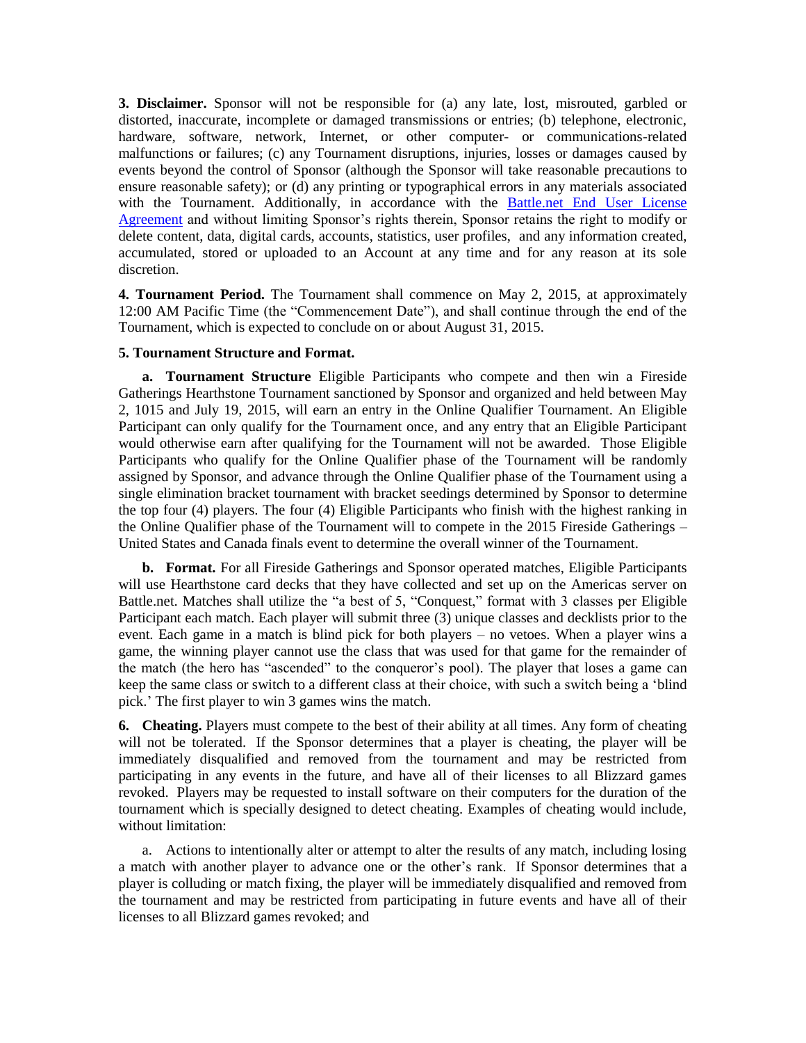**3. Disclaimer.** Sponsor will not be responsible for (a) any late, lost, misrouted, garbled or distorted, inaccurate, incomplete or damaged transmissions or entries; (b) telephone, electronic, hardware, software, network, Internet, or other computer- or communications-related malfunctions or failures; (c) any Tournament disruptions, injuries, losses or damages caused by events beyond the control of Sponsor (although the Sponsor will take reasonable precautions to ensure reasonable safety); or (d) any printing or typographical errors in any materials associated with the Tournament. Additionally, in accordance with the Battle.net End User License Agreement and without limiting Sponsor's rights therein, Sponsor retains the right to modify or delete content, data, digital cards, accounts, statistics, user profiles, and any information created, accumulated, stored or uploaded to an Account at any time and for any reason at its sole discretion.

**4. Tournament Period.** The Tournament shall commence on May 2, 2015, at approximately 12:00 AM Pacific Time (the "Commencement Date"), and shall continue through the end of the Tournament, which is expected to conclude on or about August 31, 2015.

**5. Tournament Structure and Format.**

**a. Tournament Structure** Eligible Participants who compete and then win a Fireside Gatherings Hearthstone Tournament sanctioned by Sponsor and organized and held between May 2, 1015 and July 19, 2015, will earn an entry in the Online Qualifier Tournament. An Eligible Participant can only qualify for the Tournament once, and any entry that an Eligible Participant would otherwise earn after qualifying for the Tournament will not be awarded. Those Eligible Participants who qualify for the Online Qualifier phase of the Tournament will be randomly assigned by Sponsor, and advance through the Online Qualifier phase of the Tournament using a single elimination bracket tournament with bracket seedings determined by Sponsor to determine the top four (4) players. The four (4) Eligible Participants who finish with the highest ranking in the Online Qualifier phase of the Tournament will to compete in the 2015 Fireside Gatherings – United States and Canada finals event to determine the overall winner of the Tournament.

**b. Format.** For all Fireside Gatherings and Sponsor operated matches, Eligible Participants will use Hearthstone card decks that they have collected and set up on the Americas server on Battle.net. Matches shall utilize the "a best of 5, "Conquest," format with 3 classes per Eligible Participant each match. Each player will submit three (3) unique classes and decklists prior to the event. Each game in a match is blind pick for both players – no vetoes. When a player wins a game, the winning player cannot use the class that was used for that game for the remainder of the match (the hero has "ascended" to the conqueror's pool). The player that loses a game can keep the same class or switch to a different class at their choice, with such a switch being a 'blind pick.' The first player to win 3 games wins the match.

**6. Cheating.** Players must compete to the best of their ability at all times. Any form of cheating will not be tolerated. If the Sponsor determines that a player is cheating, the player will be immediately disqualified and removed from the tournament and may be restricted from participating in any events in the future, and have all of their licenses to all Blizzard games revoked. Players may be requested to install software on their computers for the duration of the tournament which is specially designed to detect cheating. Examples of cheating would include, without limitation:

a. Actions to intentionally alter or attempt to alter the results of any match, including losing a match with another player to advance one or the other's rank. If Sponsor determines that a player is colluding or match fixing, the player will be immediately disqualified and removed from the tournament and may be restricted from participating in future events and have all of their licenses to all Blizzard games revoked; and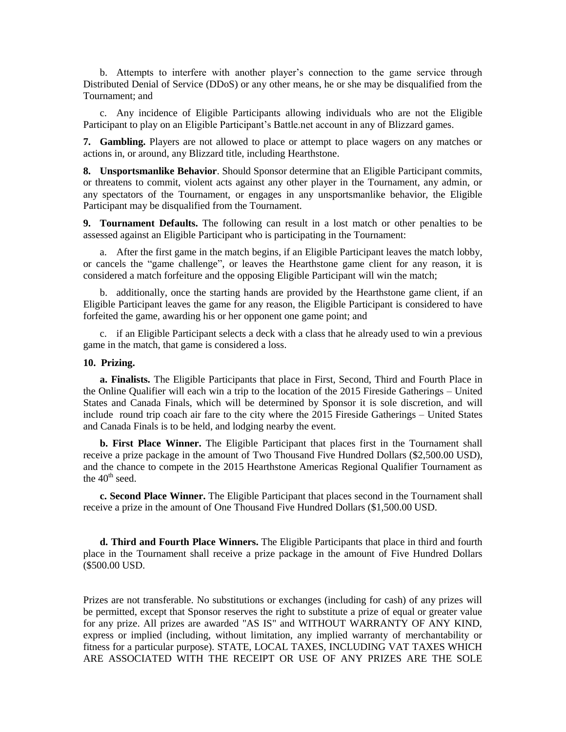b. Attempts to interfere with another player's connection to the game service through Distributed Denial of Service (DDoS) or any other means, he or she may be disqualified from the Tournament; and

c. Any incidence of Eligible Participants allowing individuals who are not the Eligible Participant to play on an Eligible Participant's Battle.net account in any of Blizzard games.

**7. Gambling.** Players are not allowed to place or attempt to place wagers on any matches or actions in, or around, any Blizzard title, including Hearthstone.

**8. Unsportsmanlike Behavior**. Should Sponsor determine that an Eligible Participant commits, or threatens to commit, violent acts against any other player in the Tournament, any admin, or any spectators of the Tournament, or engages in any unsportsmanlike behavior, the Eligible Participant may be disqualified from the Tournament.

**9. Tournament Defaults.** The following can result in a lost match or other penalties to be assessed against an Eligible Participant who is participating in the Tournament:

a. After the first game in the match begins, if an Eligible Participant leaves the match lobby, or cancels the "game challenge", or leaves the Hearthstone game client for any reason, it is considered a match forfeiture and the opposing Eligible Participant will win the match;

b. additionally, once the starting hands are provided by the Hearthstone game client, if an Eligible Participant leaves the game for any reason, the Eligible Participant is considered to have forfeited the game, awarding his or her opponent one game point; and

c. if an Eligible Participant selects a deck with a class that he already used to win a previous game in the match, that game is considered a loss.

**10. Prizing.**

**a. Finalists.** The Eligible Participants that place in First, Second, Third and Fourth Place in the Online Qualifier will each win a trip to the location of the 2015 Fireside Gatherings – United States and Canada Finals, which will be determined by Sponsor it is sole discretion, and will include round trip coach air fare to the city where the 2015 Fireside Gatherings – United States and Canada Finals is to be held, and lodging nearby the event.

**b. First Place Winner.** The Eligible Participant that places first in the Tournament shall receive a prize package in the amount of Two Thousand Five Hundred Dollars ($2,500.00 USD), and the chance to compete in the 2015 Hearthstone Americas Regional Qualifier Tournament as the 40th seed.

**c. Second Place Winner.** The Eligible Participant that places second in the Tournament shall receive a prize in the amount of One Thousand Five Hundred Dollars ($1,500.00 USD.

**d. Third and Fourth Place Winners.** The Eligible Participants that place in third and fourth place in the Tournament shall receive a prize package in the amount of Five Hundred Dollars ($500.00 USD.

Prizes are not transferable. No substitutions or exchanges (including for cash) of any prizes will be permitted, except that Sponsor reserves the right to substitute a prize of equal or greater value for any prize. All prizes are awarded "AS IS" and WITHOUT WARRANTY OF ANY KIND, express or implied (including, without limitation, any implied warranty of merchantability or fitness for a particular purpose). STATE, LOCAL TAXES, INCLUDING VAT TAXES WHICH ARE ASSOCIATED WITH THE RECEIPT OR USE OF ANY PRIZES ARE THE SOLE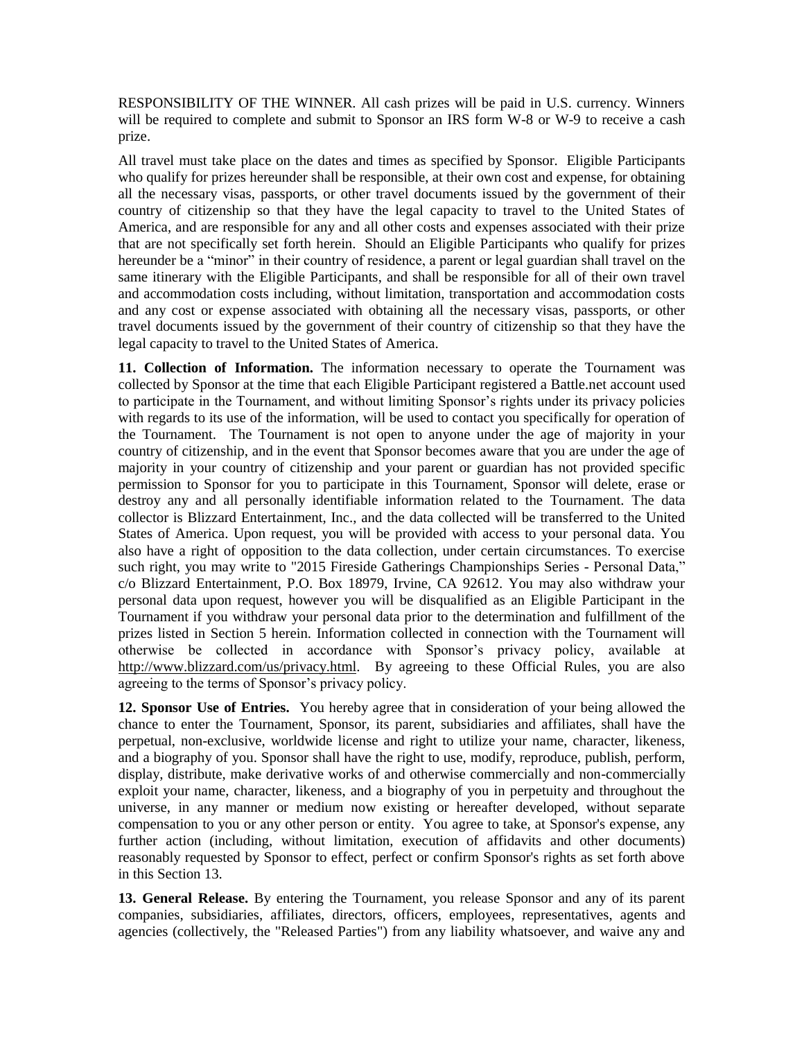RESPONSIBILITY OF THE WINNER. All cash prizes will be paid in U.S. currency. Winners will be required to complete and submit to Sponsor an IRS form W-8 or W-9 to receive a cash prize.

All travel must take place on the dates and times as specified by Sponsor. Eligible Participants who qualify for prizes hereunder shall be responsible, at their own cost and expense, for obtaining all the necessary visas, passports, or other travel documents issued by the government of their country of citizenship so that they have the legal capacity to travel to the United States of America, and are responsible for any and all other costs and expenses associated with their prize that are not specifically set forth herein. Should an Eligible Participants who qualify for prizes hereunder be a "minor" in their country of residence, a parent or legal guardian shall travel on the same itinerary with the Eligible Participants, and shall be responsible for all of their own travel and accommodation costs including, without limitation, transportation and accommodation costs and any cost or expense associated with obtaining all the necessary visas, passports, or other travel documents issued by the government of their country of citizenship so that they have the legal capacity to travel to the United States of America.

**11. Collection of Information.** The information necessary to operate the Tournament was collected by Sponsor at the time that each Eligible Participant registered a Battle.net account used to participate in the Tournament, and without limiting Sponsor's rights under its privacy policies with regards to its use of the information, will be used to contact you specifically for operation of the Tournament. The Tournament is not open to anyone under the age of majority in your country of citizenship, and in the event that Sponsor becomes aware that you are under the age of majority in your country of citizenship and your parent or guardian has not provided specific permission to Sponsor for you to participate in this Tournament, Sponsor will delete, erase or destroy any and all personally identifiable information related to the Tournament. The data collector is Blizzard Entertainment, Inc., and the data collected will be transferred to the United States of America. Upon request, you will be provided with access to your personal data. You also have a right of opposition to the data collection, under certain circumstances. To exercise such right, you may write to "2015 Fireside Gatherings Championships Series - Personal Data," c/o Blizzard Entertainment, P.O. Box 18979, Irvine, CA 92612. You may also withdraw your personal data upon request, however you will be disqualified as an Eligible Participant in the Tournament if you withdraw your personal data prior to the determination and fulfillment of the prizes listed in Section 5 herein. Information collected in connection with the Tournament will otherwise be collected in accordance with Sponsor's privacy policy, available at http://www.blizzard.com/us/privacy.html. By agreeing to these Official Rules, you are also agreeing to the terms of Sponsor's privacy policy.

**12. Sponsor Use of Entries.** You hereby agree that in consideration of your being allowed the chance to enter the Tournament, Sponsor, its parent, subsidiaries and affiliates, shall have the perpetual, non-exclusive, worldwide license and right to utilize your name, character, likeness, and a biography of you. Sponsor shall have the right to use, modify, reproduce, publish, perform, display, distribute, make derivative works of and otherwise commercially and non-commercially exploit your name, character, likeness, and a biography of you in perpetuity and throughout the universe, in any manner or medium now existing or hereafter developed, without separate compensation to you or any other person or entity. You agree to take, at Sponsor's expense, any further action (including, without limitation, execution of affidavits and other documents) reasonably requested by Sponsor to effect, perfect or confirm Sponsor's rights as set forth above in this Section 13.

**13. General Release.** By entering the Tournament, you release Sponsor and any of its parent companies, subsidiaries, affiliates, directors, officers, employees, representatives, agents and agencies (collectively, the "Released Parties") from any liability whatsoever, and waive any and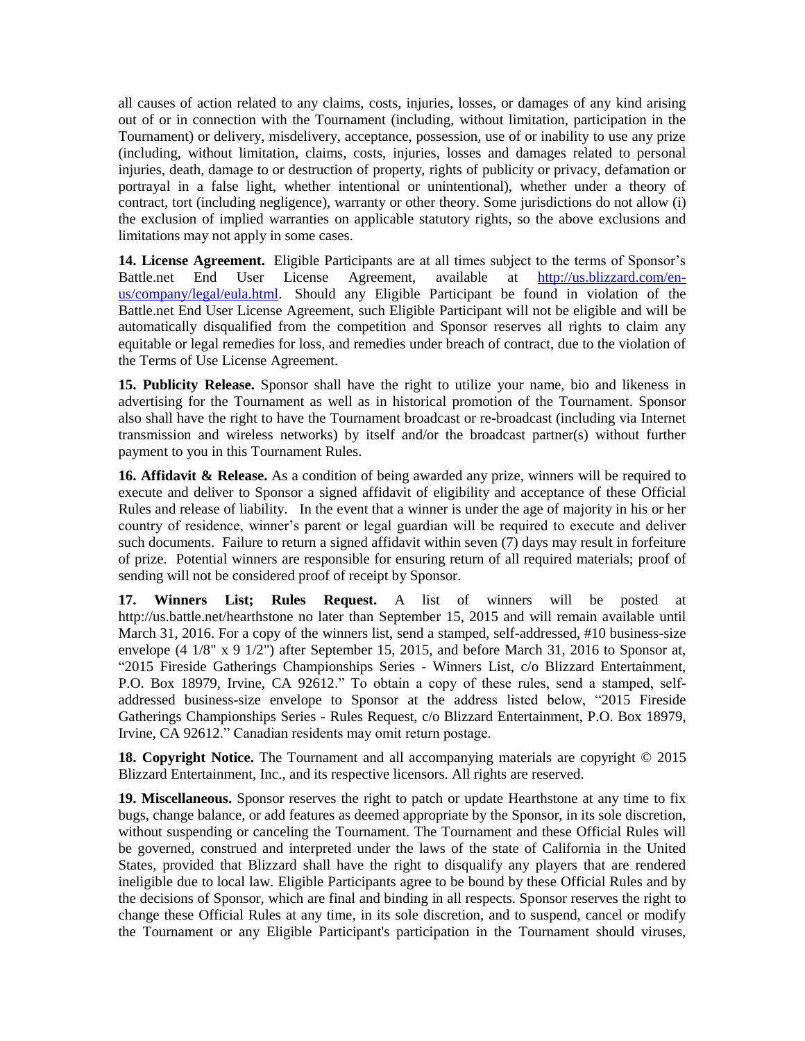all causes of action related to any claims, costs, injuries, losses, or damages of any kind arising out of or in connection with the Tournament (including, without limitation, participation in the Tournament) or delivery, misdelivery, acceptance, possession, use of or inability to use any prize (including, without limitation, claims, costs, injuries, losses and damages related to personal injuries, death, damage to or destruction of property, rights of publicity or privacy, defamation or portrayal in a false light, whether intentional or unintentional), whether under a theory of contract, tort (including negligence), warranty or other theory. Some jurisdictions do not allow (i) the exclusion of implied warranties on applicable statutory rights, so the above exclusions and limitations may not apply in some cases.

**14. License Agreement.** Eligible Participants are at all times subject to the terms of Sponsor's Battle.net End User License Agreement, available at [http://us.blizzard.com/en-us/company/legal/eula.html](http://us.blizzard.com/en-us/company/legal/eula.html). Should any Eligible Participant be found in violation of the Battle.net End User License Agreement, such Eligible Participant will not be eligible and will be automatically disqualified from the competition and Sponsor reserves all rights to claim any equitable or legal remedies for loss, and remedies under breach of contract, due to the violation of the Terms of Use License Agreement.

**15. Publicity Release.** Sponsor shall have the right to utilize your name, bio and likeness in advertising for the Tournament as well as in historical promotion of the Tournament. Sponsor also shall have the right to have the Tournament broadcast or re-broadcast (including via Internet transmission and wireless networks) by itself and/or the broadcast partner(s) without further payment to you in this Tournament Rules.

**16. Affidavit & Release.** As a condition of being awarded any prize, winners will be required to execute and deliver to Sponsor a signed affidavit of eligibility and acceptance of these Official Rules and release of liability. In the event that a winner is under the age of majority in his or her country of residence, winner's parent or legal guardian will be required to execute and deliver such documents. Failure to return a signed affidavit within seven (7) days may result in forfeiture of prize. Potential winners are responsible for ensuring return of all required materials; proof of sending will not be considered proof of receipt by Sponsor.

**17. Winners List; Rules Request.** A list of winners will be posted at http://us.battle.net/hearthstone no later than September 15, 2015 and will remain available until March 31, 2016. For a copy of the winners list, send a stamped, self-addressed, #10 business-size envelope (4 1/8" x 9 1/2") after September 15, 2015, and before March 31, 2016 to Sponsor at, "2015 Fireside Gatherings Championships Series - Winners List, c/o Blizzard Entertainment, P.O. Box 18979, Irvine, CA 92612." To obtain a copy of these rules, send a stamped, self-addressed business-size envelope to Sponsor at the address listed below, "2015 Fireside Gatherings Championships Series - Rules Request, c/o Blizzard Entertainment, P.O. Box 18979, Irvine, CA 92612." Canadian residents may omit return postage.

**18. Copyright Notice.** The Tournament and all accompanying materials are copyright © 2015 Blizzard Entertainment, Inc., and its respective licensors. All rights are reserved.

**19. Miscellaneous.** Sponsor reserves the right to patch or update Hearthstone at any time to fix bugs, change balance, or add features as deemed appropriate by the Sponsor, in its sole discretion, without suspending or canceling the Tournament. The Tournament and these Official Rules will be governed, construed and interpreted under the laws of the state of California in the United States, provided that Blizzard shall have the right to disqualify any players that are rendered ineligible due to local law. Eligible Participants agree to be bound by these Official Rules and by the decisions of Sponsor, which are final and binding in all respects. Sponsor reserves the right to change these Official Rules at any time, in its sole discretion, and to suspend, cancel or modify the Tournament or any Eligible Participant's participation in the Tournament should viruses,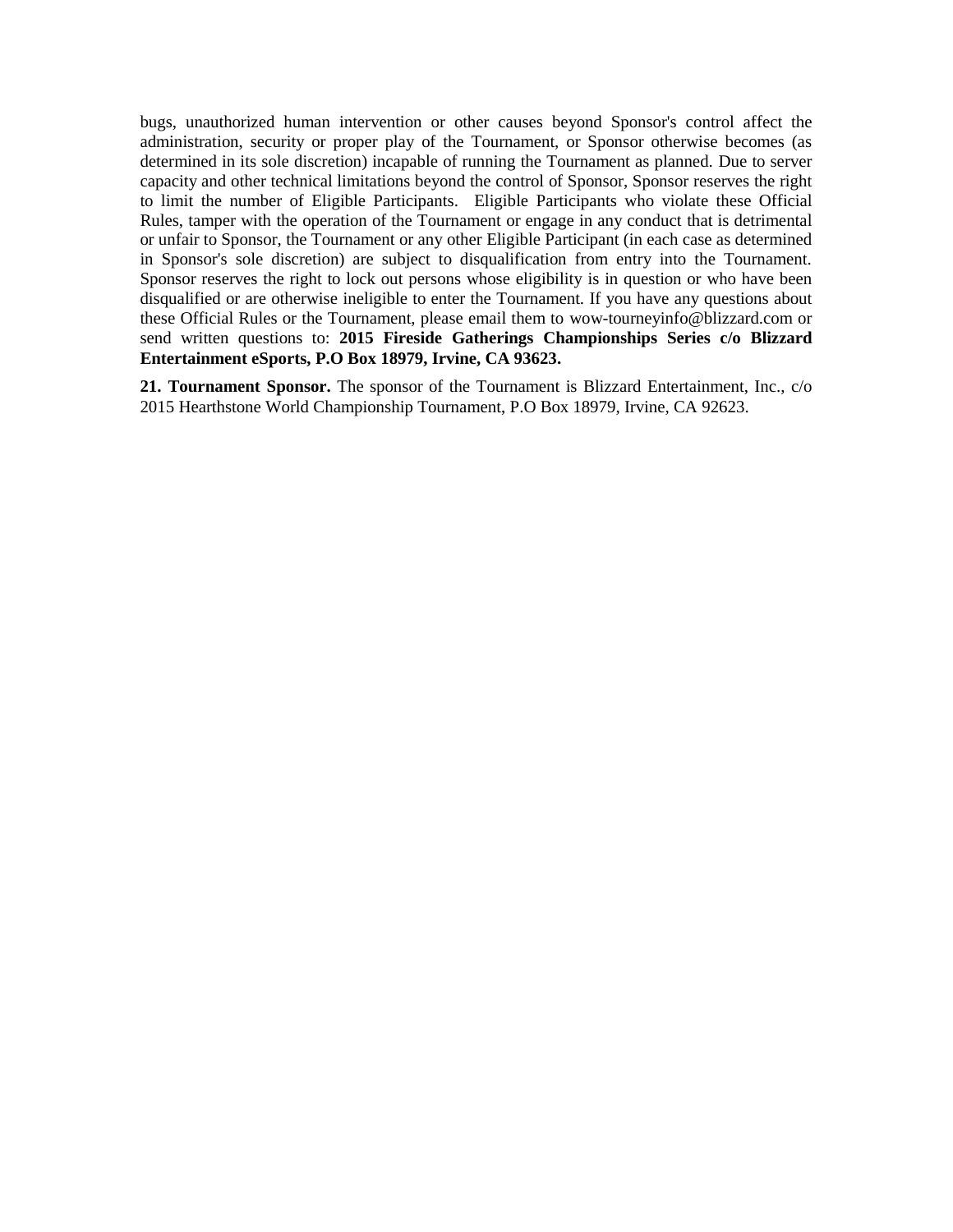bugs, unauthorized human intervention or other causes beyond Sponsor's control affect the administration, security or proper play of the Tournament, or Sponsor otherwise becomes (as determined in its sole discretion) incapable of running the Tournament as planned. Due to server capacity and other technical limitations beyond the control of Sponsor, Sponsor reserves the right to limit the number of Eligible Participants. Eligible Participants who violate these Official Rules, tamper with the operation of the Tournament or engage in any conduct that is detrimental or unfair to Sponsor, the Tournament or any other Eligible Participant (in each case as determined in Sponsor's sole discretion) are subject to disqualification from entry into the Tournament. Sponsor reserves the right to lock out persons whose eligibility is in question or who have been disqualified or are otherwise ineligible to enter the Tournament. If you have any questions about these Official Rules or the Tournament, please email them to wow-tourneyinfo@blizzard.com or send written questions to: **2015 Fireside Gatherings Championships Series c/o Blizzard Entertainment eSports, P.O Box 18979, Irvine, CA 93623.**

**21. Tournament Sponsor.** The sponsor of the Tournament is Blizzard Entertainment, Inc., c/o 2015 Hearthstone World Championship Tournament, P.O Box 18979, Irvine, CA 92623.